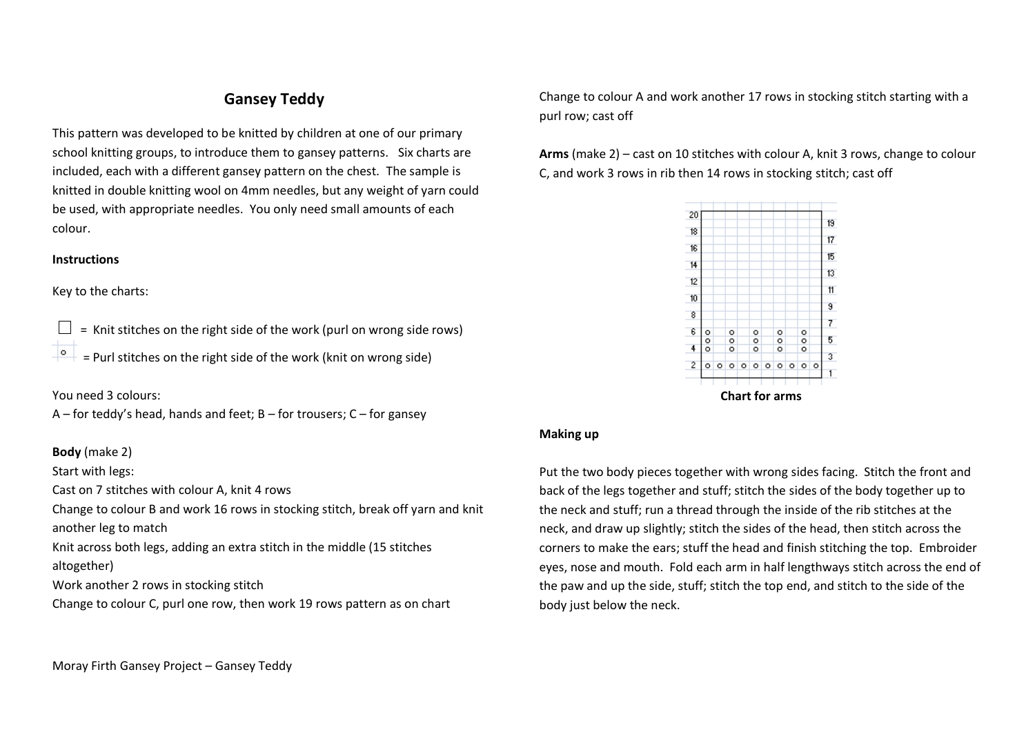# Gansey Teddy

This pattern was developed to be knitted by children at one of our primary school knitting groups, to introduce them to gansey patterns. Six charts are included, each with a different gansey pattern on the chest. The sample is knitted in double knitting wool on 4mm needles, but any weight of yarn could be used, with appropriate needles. You only need small amounts of each colour.

**Instructions**

Key to the charts:

☐ = Knit stitches on the right side of the work (purl on wrong side rows)

o = Purl stitches on the right side of the work (knit on wrong side)

You need 3 colours:
A – for teddy's head, hands and feet; B – for trousers; C – for gansey

**Body** (make 2)
Start with legs:
Cast on 7 stitches with colour A, knit 4 rows
Change to colour B and work 16 rows in stocking stitch, break off yarn and knit another leg to match
Knit across both legs, adding an extra stitch in the middle (15 stitches altogether)
Work another 2 rows in stocking stitch
Change to colour C, purl one row, then work 19 rows pattern as on chart

Change to colour A and work another 17 rows in stocking stitch starting with a purl row; cast off

**Arms** (make 2) – cast on 10 stitches with colour A, knit 3 rows, change to colour C, and work 3 rows in rib then 14 rows in stocking stitch; cast off

**Chart for arms**

**Making up**

Put the two body pieces together with wrong sides facing. Stitch the front and back of the legs together and stuff; stitch the sides of the body together up to the neck and stuff; run a thread through the inside of the rib stitches at the neck, and draw up slightly; stitch the sides of the head, then stitch across the corners to make the ears; stuff the head and finish stitching the top. Embroider eyes, nose and mouth. Fold each arm in half lengthways stitch across the end of the paw and up the side, stuff; stitch the top end, and stitch to the side of the body just below the neck.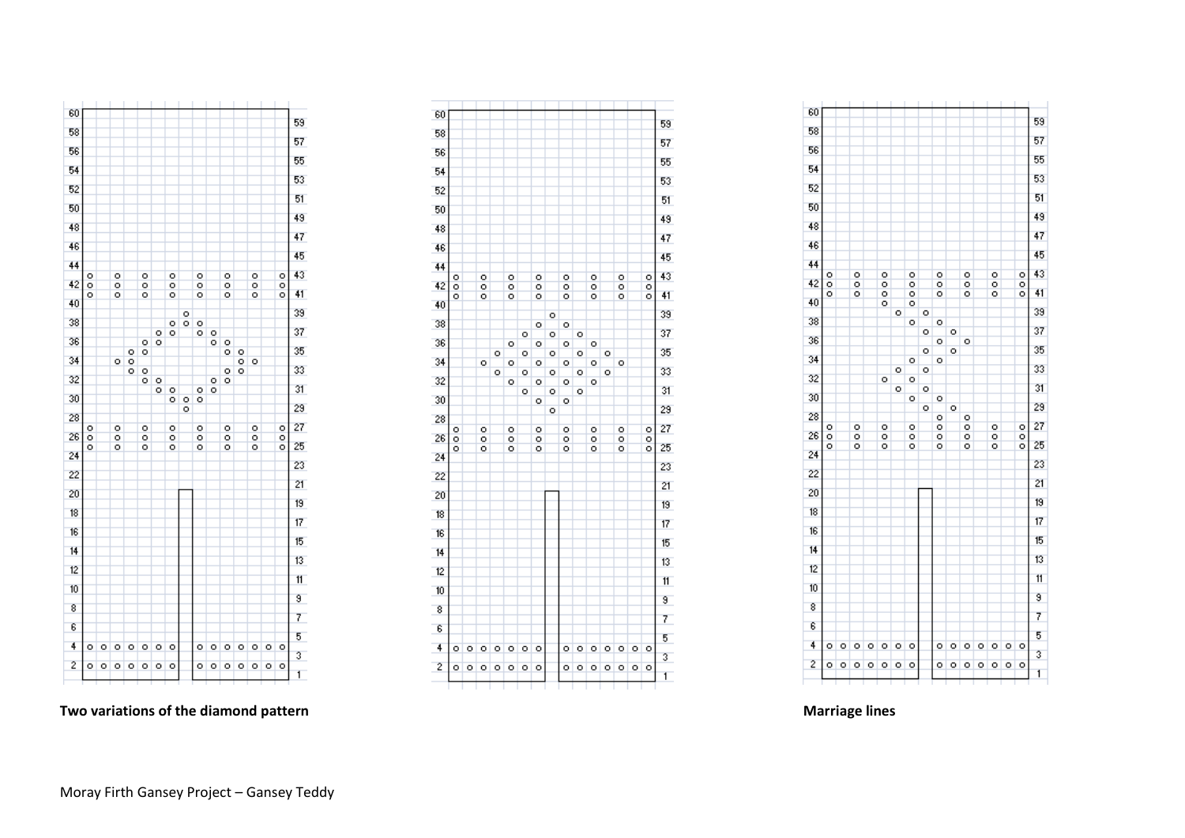**Two variations of the diamond pattern**

**Marriage lines**

Moray Firth Gansey Project – Gansey Teddy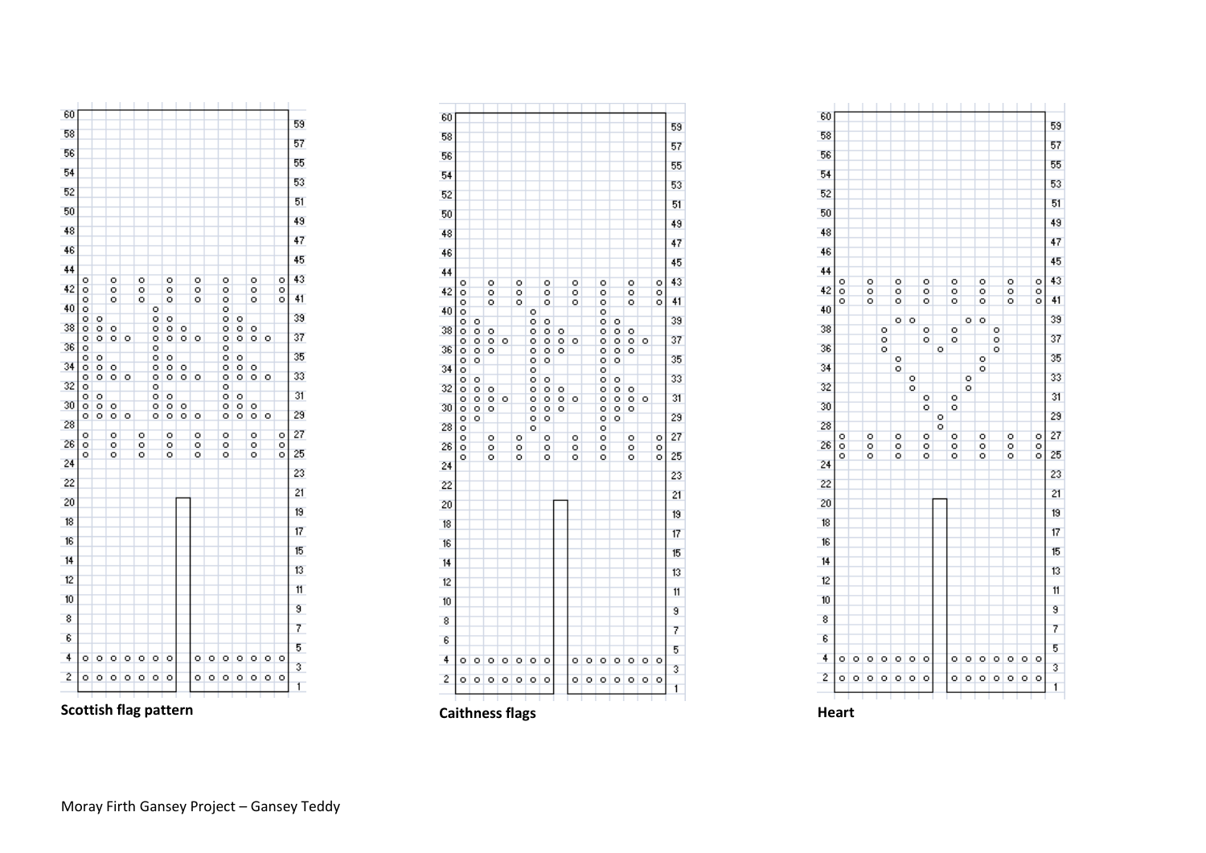Scottish flag pattern

Caithness flags

Heart

Moray Firth Gansey Project – Gansey Teddy